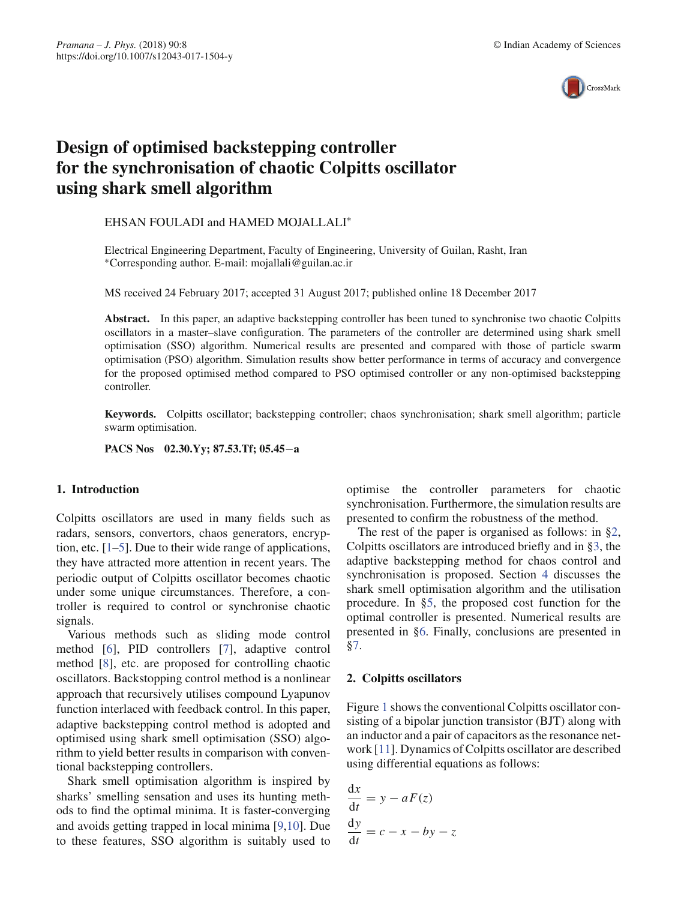# Design of optimised backstepping controller for the synchronisation of chaotic Colpitts oscillator using shark smell algorithm

EHSAN FOULADI and HAMED MOJALLALI*

Electrical Engineering Department, Faculty of Engineering, University of Guilan, Rasht, Iran
*Corresponding author. E-mail: mojallali@guilan.ac.ir

MS received 24 February 2017; accepted 31 August 2017; published online 18 December 2017

**Abstract.** In this paper, an adaptive backstepping controller has been tuned to synchronise two chaotic Colpitts oscillators in a master–slave configuration. The parameters of the controller are determined using shark smell optimisation (SSO) algorithm. Numerical results are presented and compared with those of particle swarm optimisation (PSO) algorithm. Simulation results show better performance in terms of accuracy and convergence for the proposed optimised method compared to PSO optimised controller or any non-optimised backstepping controller.

**Keywords.** Colpitts oscillator; backstepping controller; chaos synchronisation; shark smell algorithm; particle swarm optimisation.

**PACS Nos** 02.30.Yy; 87.53.Tf; 05.45−a

## 1. Introduction

Colpitts oscillators are used in many fields such as radars, sensors, convertors, chaos generators, encryption, etc. [1–5]. Due to their wide range of applications, they have attracted more attention in recent years. The periodic output of Colpitts oscillator becomes chaotic under some unique circumstances. Therefore, a controller is required to control or synchronise chaotic signals.

Various methods such as sliding mode control method [6], PID controllers [7], adaptive control method [8], etc. are proposed for controlling chaotic oscillators. Backstopping control method is a nonlinear approach that recursively utilises compound Lyapunov function interlaced with feedback control. In this paper, adaptive backstepping control method is adopted and optimised using shark smell optimisation (SSO) algorithm to yield better results in comparison with conventional backstepping controllers.

Shark smell optimisation algorithm is inspired by sharks' smelling sensation and uses its hunting methods to find the optimal minima. It is faster-converging and avoids getting trapped in local minima [9,10]. Due to these features, SSO algorithm is suitably used to optimise the controller parameters for chaotic synchronisation. Furthermore, the simulation results are presented to confirm the robustness of the method.

The rest of the paper is organised as follows: in §2, Colpitts oscillators are introduced briefly and in §3, the adaptive backstepping method for chaos control and synchronisation is proposed. Section 4 discusses the shark smell optimisation algorithm and the utilisation procedure. In §5, the proposed cost function for the optimal controller is presented. Numerical results are presented in §6. Finally, conclusions are presented in §7.

## 2. Colpitts oscillators

Figure 1 shows the conventional Colpitts oscillator consisting of a bipolar junction transistor (BJT) along with an inductor and a pair of capacitors as the resonance network [11]. Dynamics of Colpitts oscillator are described using differential equations as follows:

$$\frac{\mathrm{d}x}{\mathrm{d}t} = y - aF(z)$$

$$\frac{\mathrm{d}y}{\mathrm{d}t} = c - x - by - z$$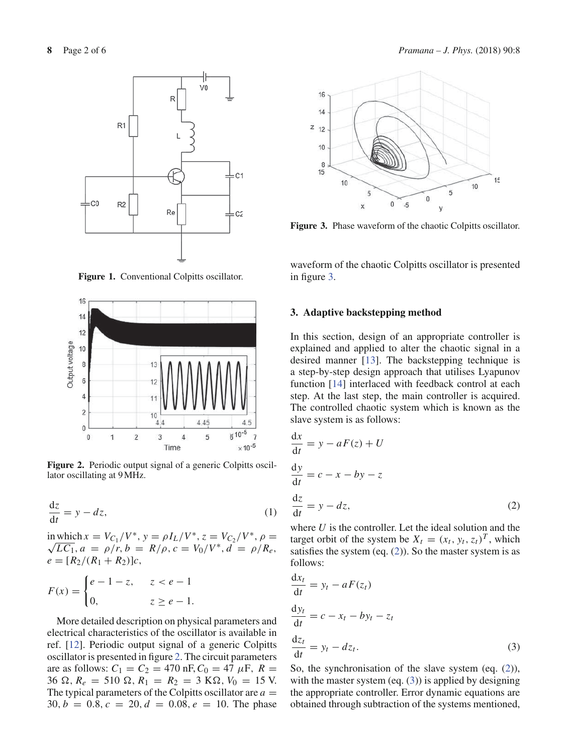Figure 1. Conventional Colpitts oscillator.

Figure 2. Periodic output signal of a generic Colpitts oscillator oscillating at 9 MHz.

$$\frac{\mathrm{d}z}{\mathrm{d}t} = y - dz, \tag{1}$$

in which $x = V_{C_1}/V^*$, $y = \rho I_L/V^*$, $z = V_{C_2}/V^*$, $\rho = \sqrt{LC_1}$, $a = \rho/r$, $b = R/\rho$, $c = V_0/V^*$, $d = \rho/R_e$, $e = [R_2/(R_1 + R_2)]c$,

$$F(x) = \begin{cases} e - 1 - z, & z < e - 1 \\ 0, & z \geq e - 1. \end{cases}$$

More detailed description on physical parameters and electrical characteristics of the oscillator is available in ref. [12]. Periodic output signal of a generic Colpitts oscillator is presented in figure 2. The circuit parameters are as follows: $C_1 = C_2 = 470$ nF, $C_0 = 47$ $\mu$F, $R = 36$ $\Omega$, $R_e = 510$ $\Omega$, $R_1 = R_2 = 3$ K$\Omega$, $V_0 = 15$ V. The typical parameters of the Colpitts oscillator are $a = 30$, $b = 0.8$, $c = 20$, $d = 0.08$, $e = 10$. The phase waveform of the chaotic Colpitts oscillator is presented in figure 3.

Figure 3. Phase waveform of the chaotic Colpitts oscillator.

## 3. Adaptive backstepping method

In this section, design of an appropriate controller is explained and applied to alter the chaotic signal in a desired manner [13]. The backstepping technique is a step-by-step design approach that utilises Lyapunov function [14] interlaced with feedback control at each step. At the last step, the main controller is acquired. The controlled chaotic system which is known as the slave system is as follows:

$$\begin{aligned}
\frac{\mathrm{d}x}{\mathrm{d}t} &= y - aF(z) + U \\
\frac{\mathrm{d}y}{\mathrm{d}t} &= c - x - by - z \\
\frac{\mathrm{d}z}{\mathrm{d}t} &= y - dz,
\end{aligned} \tag{2}$$

where $U$ is the controller. Let the ideal solution and the target orbit of the system be $X_t = (x_t, y_t, z_t)^T$, which satisfies the system (eq. (2)). So the master system is as follows:

$$\begin{aligned}
\frac{\mathrm{d}x_t}{\mathrm{d}t} &= y_t - aF(z_t) \\
\frac{\mathrm{d}y_t}{\mathrm{d}t} &= c - x_t - by_t - z_t \\
\frac{\mathrm{d}z_t}{\mathrm{d}t} &= y_t - dz_t.
\end{aligned} \tag{3}$$

So, the synchronisation of the slave system (eq. (2)), with the master system (eq. (3)) is applied by designing the appropriate controller. Error dynamic equations are obtained through subtraction of the systems mentioned,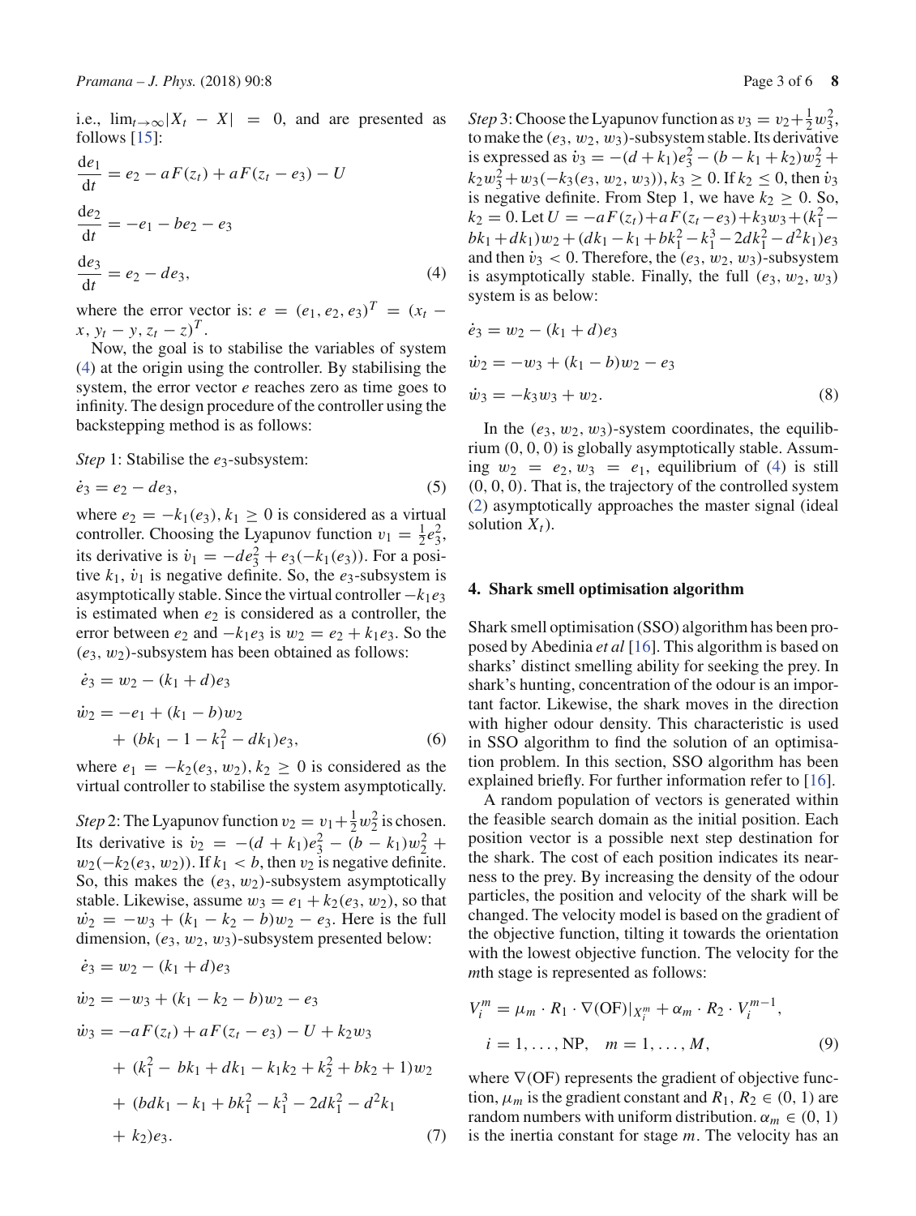i.e., $\lim_{t\to\infty}|X_t - X| = 0$, and are presented as follows [15]:

$$
\begin{aligned}
\frac{de_1}{dt} &= e_2 - aF(z_t) + aF(z_t - e_3) - U \\
\frac{de_2}{dt} &= -e_1 - be_2 - e_3 \\
\frac{de_3}{dt} &= e_2 - de_3,
\end{aligned} \tag{4}
$$

where the error vector is: $e = (e_1, e_2, e_3)^T = (x_t - x, y_t - y, z_t - z)^T$.

Now, the goal is to stabilise the variables of system (4) at the origin using the controller. By stabilising the system, the error vector $e$ reaches zero as time goes to infinity. The design procedure of the controller using the backstepping method is as follows:

*Step* 1: Stabilise the $e_3$-subsystem:

$$
\dot{e}_3 = e_2 - de_3, \tag{5}
$$

where $e_2 = -k_1(e_3), k_1 \geq 0$ is considered as a virtual controller. Choosing the Lyapunov function $v_1 = \frac{1}{2}e_3^2$, its derivative is $\dot{v}_1 = -de_3^2 + e_3(-k_1(e_3))$. For a positive $k_1$, $\dot{v}_1$ is negative definite. So, the $e_3$-subsystem is asymptotically stable. Since the virtual controller $-k_1e_3$ is estimated when $e_2$ is considered as a controller, the error between $e_2$ and $-k_1e_3$ is $w_2 = e_2 + k_1e_3$. So the $(e_3, w_2)$-subsystem has been obtained as follows:

$$
\begin{aligned}
\dot{e}_3 &= w_2 - (k_1 + d)e_3 \\
\dot{w}_2 &= -e_1 + (k_1 - b)w_2 \\
&\quad + (bk_1 - 1 - k_1^2 - dk_1)e_3,
\end{aligned} \tag{6}
$$

where $e_1 = -k_2(e_3, w_2), k_2 \geq 0$ is considered as the virtual controller to stabilise the system asymptotically.

*Step* 2: The Lyapunov function $v_2 = v_1 + \frac{1}{2}w_2^2$ is chosen. Its derivative is $\dot{v}_2 = -(d + k_1)e_3^2 - (b - k_1)w_2^2 + w_2(-k_2(e_3, w_2))$. If $k_1 < b$, then $v_2$ is negative definite. So, this makes the $(e_3, w_2)$-subsystem asymptotically stable. Likewise, assume $w_3 = e_1 + k_2(e_3, w_2)$, so that $\dot{w}_2 = -w_3 + (k_1 - k_2 - b)w_2 - e_3$. Here is the full dimension, $(e_3, w_2, w_3)$-subsystem presented below:

$$
\begin{aligned}
\dot{e}_3 &= w_2 - (k_1 + d)e_3 \\
\dot{w}_2 &= -w_3 + (k_1 - k_2 - b)w_2 - e_3 \\
\dot{w}_3 &= -aF(z_t) + aF(z_t - e_3) - U + k_2w_3 \\
&\quad + (k_1^2 - bk_1 + dk_1 - k_1k_2 + k_2^2 + bk_2 + 1)w_2 \\
&\quad + (bdk_1 - k_1 + bk_1^2 - k_1^3 - 2dk_1^2 - d^2k_1 \\
&\quad + k_2)e_3.
\end{aligned} \tag{7}
$$

*Step* 3: Choose the Lyapunov function as $v_3 = v_2 + \frac{1}{2}w_3^2$, to make the $(e_3, w_2, w_3)$-subsystem stable. Its derivative is expressed as $\dot{v}_3 = -(d + k_1)e_3^2 - (b - k_1 + k_2)w_2^2 + k_2w_3^2 + w_3(-k_3(e_3, w_2, w_3)), k_3 \geq 0$. If $k_2 \leq 0$, then $\dot{v}_3$ is negative definite. From Step 1, we have $k_2 \geq 0$. So, $k_2 = 0$. Let $U = -aF(z_t) + aF(z_t - e_3) + k_3w_3 + (k_1^2 - bk_1 + dk_1)w_2 + (dk_1 - k_1 + bk_1^2 - k_1^3 - 2dk_1^2 - d^2k_1)e_3$ and then $\dot{v}_3 < 0$. Therefore, the $(e_3, w_2, w_3)$-subsystem is asymptotically stable. Finally, the full $(e_3, w_2, w_3)$ system is as below:

$$
\begin{aligned}
\dot{e}_3 &= w_2 - (k_1 + d)e_3 \\
\dot{w}_2 &= -w_3 + (k_1 - b)w_2 - e_3 \\
\dot{w}_3 &= -k_3w_3 + w_2.
\end{aligned} \tag{8}
$$

In the $(e_3, w_2, w_3)$-system coordinates, the equilibrium $(0, 0, 0)$ is globally asymptotically stable. Assuming $w_2 = e_2, w_3 = e_1$, equilibrium of (4) is still $(0, 0, 0)$. That is, the trajectory of the controlled system (2) asymptotically approaches the master signal (ideal solution $X_t$).

## 4. Shark smell optimisation algorithm

Shark smell optimisation (SSO) algorithm has been proposed by Abedinia *et al* [16]. This algorithm is based on sharks' distinct smelling ability for seeking the prey. In shark's hunting, concentration of the odour is an important factor. Likewise, the shark moves in the direction with higher odour density. This characteristic is used in SSO algorithm to find the solution of an optimisation problem. In this section, SSO algorithm has been explained briefly. For further information refer to [16].

A random population of vectors is generated within the feasible search domain as the initial position. Each position vector is a possible next step destination for the shark. The cost of each position indicates its nearness to the prey. By increasing the density of the odour particles, the position and velocity of the shark will be changed. The velocity model is based on the gradient of the objective function, tilting it towards the orientation with the lowest objective function. The velocity for the $m$th stage is represented as follows:

$$
\begin{aligned}
&V_i^m = \mu_m \cdot R_1 \cdot \nabla(\text{OF})|_{X_i^m} + \alpha_m \cdot R_2 \cdot V_i^{m-1}, \\
&i = 1, \ldots, \text{NP}, \quad m = 1, \ldots, M,
\end{aligned} \tag{9}
$$

where $\nabla(\text{OF})$ represents the gradient of objective function, $\mu_m$ is the gradient constant and $R_1, R_2 \in (0, 1)$ are random numbers with uniform distribution. $\alpha_m \in (0, 1)$ is the inertia constant for stage $m$. The velocity has an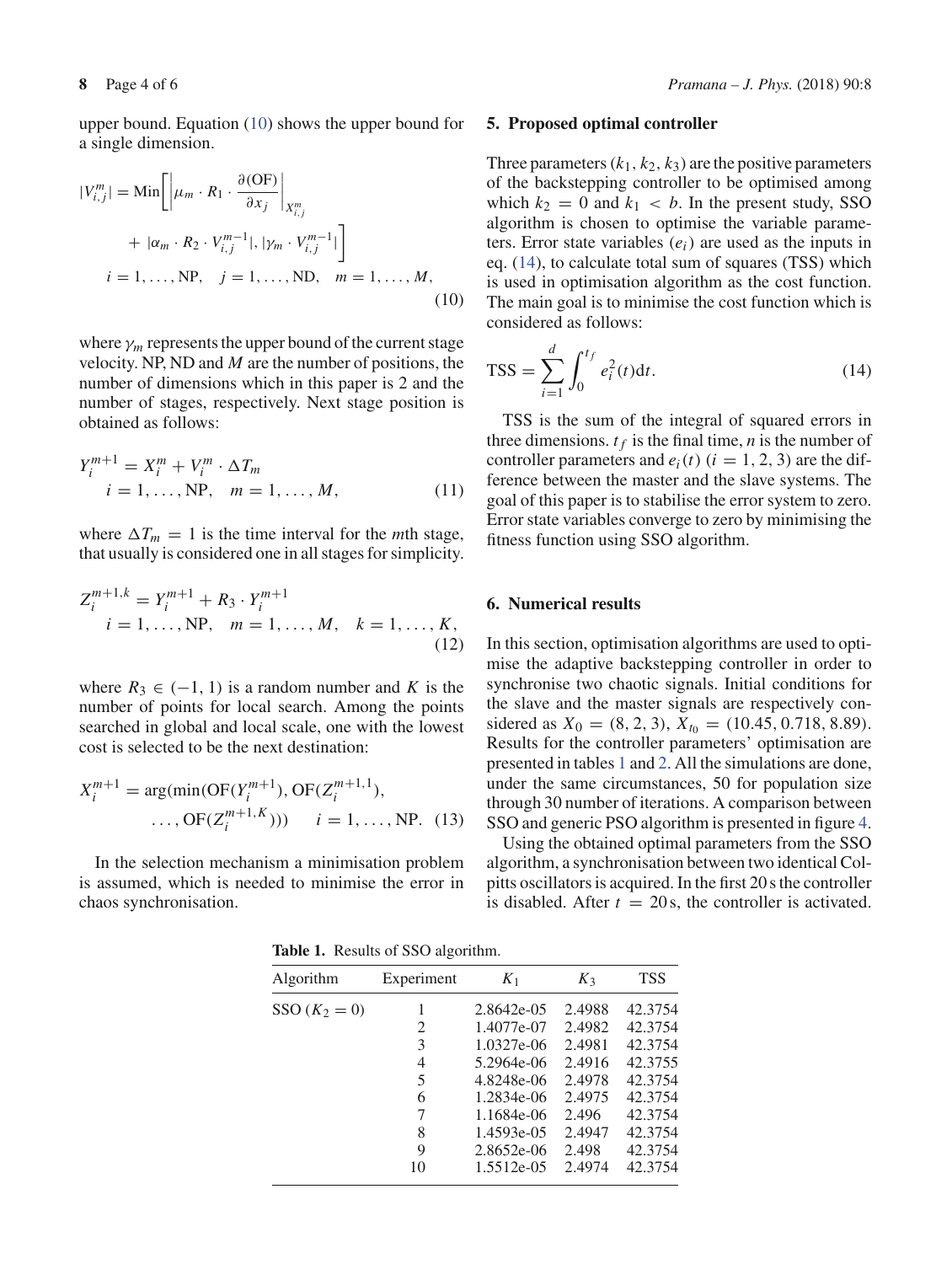upper bound. Equation (10) shows the upper bound for a single dimension.

$$
|V_{i,j}^m| = \text{Min}\left[\left|\mu_m \cdot R_1 \cdot \frac{\partial(\text{OF})}{\partial x_j}\right|_{X_{i,j}^m} + |\alpha_m \cdot R_2 \cdot V_{i,j}^{m-1}|, |\gamma_m \cdot V_{i,j}^{m-1}|\right]
$$
$$
i = 1, \ldots, \text{NP}, \quad j = 1, \ldots, \text{ND}, \quad m = 1, \ldots, M, \tag{10}
$$

where $\gamma_m$ represents the upper bound of the current stage velocity. NP, ND and $M$ are the number of positions, the number of dimensions which in this paper is 2 and the number of stages, respectively. Next stage position is obtained as follows:

$$
Y_i^{m+1} = X_i^m + V_i^m \cdot \Delta T_m
$$
$$
i = 1, \ldots, \text{NP}, \quad m = 1, \ldots, M, \tag{11}
$$

where $\Delta T_m = 1$ is the time interval for the $m$th stage, that usually is considered one in all stages for simplicity.

$$
Z_i^{m+1,k} = Y_i^{m+1} + R_3 \cdot Y_i^{m+1}
$$
$$
i = 1, \ldots, \text{NP}, \quad m = 1, \ldots, M, \quad k = 1, \ldots, K, \tag{12}
$$

where $R_3 \in (-1, 1)$ is a random number and $K$ is the number of points for local search. Among the points searched in global and local scale, one with the lowest cost is selected to be the next destination:

$$
X_i^{m+1} = \arg(\min(\text{OF}(Y_i^{m+1}), \text{OF}(Z_i^{m+1,1}), \ldots, \text{OF}(Z_i^{m+1,K}))) \quad i = 1, \ldots, \text{NP}. \tag{13}
$$

In the selection mechanism a minimisation problem is assumed, which is needed to minimise the error in chaos synchronisation.

## 5. Proposed optimal controller

Three parameters $(k_1, k_2, k_3)$ are the positive parameters of the backstepping controller to be optimised among which $k_2 = 0$ and $k_1 < b$. In the present study, SSO algorithm is chosen to optimise the variable parameters. Error state variables $(e_i)$ are used as the inputs in eq. (14), to calculate total sum of squares (TSS) which is used in optimisation algorithm as the cost function. The main goal is to minimise the cost function which is considered as follows:

$$
\text{TSS} = \sum_{i=1}^{d} \int_0^{t_f} e_i^2(t)\text{d}t. \tag{14}
$$

TSS is the sum of the integral of squared errors in three dimensions. $t_f$ is the final time, $n$ is the number of controller parameters and $e_i(t)$ $(i = 1, 2, 3)$ are the difference between the master and the slave systems. The goal of this paper is to stabilise the error system to zero. Error state variables converge to zero by minimising the fitness function using SSO algorithm.

## 6. Numerical results

In this section, optimisation algorithms are used to optimise the adaptive backstepping controller in order to synchronise two chaotic signals. Initial conditions for the slave and the master signals are respectively considered as $X_0 = (8, 2, 3)$, $X_{t_0} = (10.45, 0.718, 8.89)$. Results for the controller parameters' optimisation are presented in tables 1 and 2. All the simulations are done, under the same circumstances, 50 for population size through 30 number of iterations. A comparison between SSO and generic PSO algorithm is presented in figure 4.

Using the obtained optimal parameters from the SSO algorithm, a synchronisation between two identical Colpitts oscillators is acquired. In the first 20 s the controller is disabled. After $t = 20$ s, the controller is activated.

**Table 1.** Results of SSO algorithm.

| Algorithm | Experiment | $K_1$ | $K_3$ | TSS |
|---|---|---|---|---|
| SSO ($K_2 = 0$) | 1 | 2.8642e-05 | 2.4988 | 42.3754 |
| | 2 | 1.4077e-07 | 2.4982 | 42.3754 |
| | 3 | 1.0327e-06 | 2.4981 | 42.3754 |
| | 4 | 5.2964e-06 | 2.4916 | 42.3755 |
| | 5 | 4.8248e-06 | 2.4978 | 42.3754 |
| | 6 | 1.2834e-06 | 2.4975 | 42.3754 |
| | 7 | 1.1684e-06 | 2.496 | 42.3754 |
| | 8 | 1.4593e-05 | 2.4947 | 42.3754 |
| | 9 | 2.8652e-06 | 2.498 | 42.3754 |
| | 10 | 1.5512e-05 | 2.4974 | 42.3754 |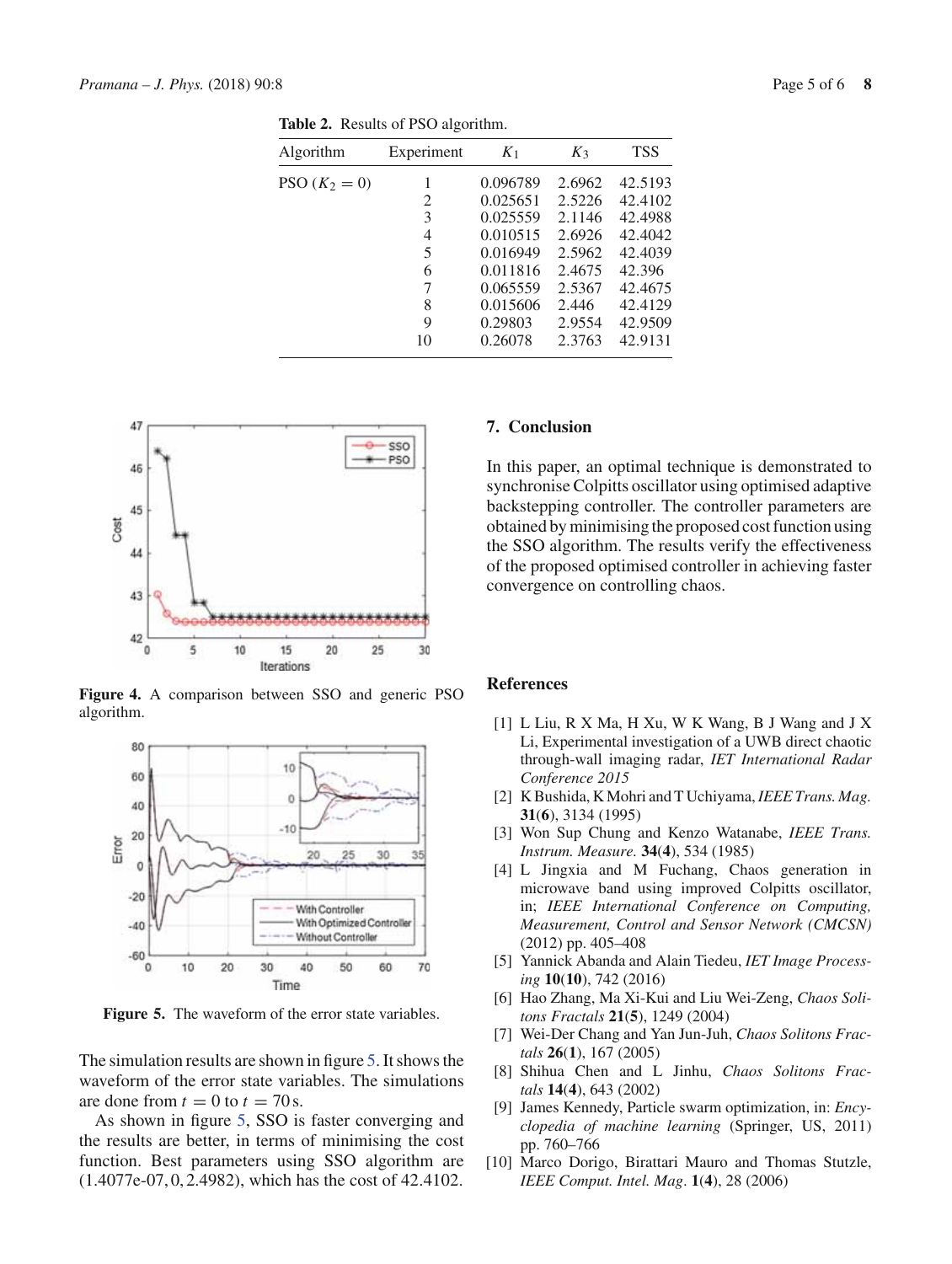**Table 2.** Results of PSO algorithm.

| Algorithm | Experiment | $K_1$ | $K_3$ | TSS |
|---|---|---|---|---|
| PSO ($K_2 = 0$) | 1 | 0.096789 | 2.6962 | 42.5193 |
| | 2 | 0.025651 | 2.5226 | 42.4102 |
| | 3 | 0.025559 | 2.1146 | 42.4988 |
| | 4 | 0.010515 | 2.6926 | 42.4042 |
| | 5 | 0.016949 | 2.5962 | 42.4039 |
| | 6 | 0.011816 | 2.4675 | 42.396 |
| | 7 | 0.065559 | 2.5367 | 42.4675 |
| | 8 | 0.015606 | 2.446 | 42.4129 |
| | 9 | 0.29803 | 2.9554 | 42.9509 |
| | 10 | 0.26078 | 2.3763 | 42.9131 |

**Figure 4.** A comparison between SSO and generic PSO algorithm.

**Figure 5.** The waveform of the error state variables.

The simulation results are shown in figure 5. It shows the waveform of the error state variables. The simulations are done from $t = 0$ to $t = 70$ s.

As shown in figure 5, SSO is faster converging and the results are better, in terms of minimising the cost function. Best parameters using SSO algorithm are (1.4077e-07, 0, 2.4982), which has the cost of 42.4102.

## 7. Conclusion

In this paper, an optimal technique is demonstrated to synchronise Colpitts oscillator using optimised adaptive backstepping controller. The controller parameters are obtained by minimising the proposed cost function using the SSO algorithm. The results verify the effectiveness of the proposed optimised controller in achieving faster convergence on controlling chaos.

## References

[1] L Liu, R X Ma, H Xu, W K Wang, B J Wang and J X Li, Experimental investigation of a UWB direct chaotic through-wall imaging radar, *IET International Radar Conference 2015*

[2] K Bushida, K Mohri and T Uchiyama, *IEEE Trans. Mag.* **31**(**6**), 3134 (1995)

[3] Won Sup Chung and Kenzo Watanabe, *IEEE Trans. Instrum. Measure.* **34**(**4**), 534 (1985)

[4] L Jingxia and M Fuchang, Chaos generation in microwave band using improved Colpitts oscillator, in; *IEEE International Conference on Computing, Measurement, Control and Sensor Network (CMCSN)* (2012) pp. 405–408

[5] Yannick Abanda and Alain Tiedeu, *IET Image Processing* **10**(**10**), 742 (2016)

[6] Hao Zhang, Ma Xi-Kui and Liu Wei-Zeng, *Chaos Solitons Fractals* **21**(**5**), 1249 (2004)

[7] Wei-Der Chang and Yan Jun-Juh, *Chaos Solitons Fractals* **26**(**1**), 167 (2005)

[8] Shihua Chen and L Jinhu, *Chaos Solitons Fractals* **14**(**4**), 643 (2002)

[9] James Kennedy, Particle swarm optimization, in: *Encyclopedia of machine learning* (Springer, US, 2011) pp. 760–766

[10] Marco Dorigo, Birattari Mauro and Thomas Stutzle, *IEEE Comput. Intel. Mag*. **1**(**4**), 28 (2006)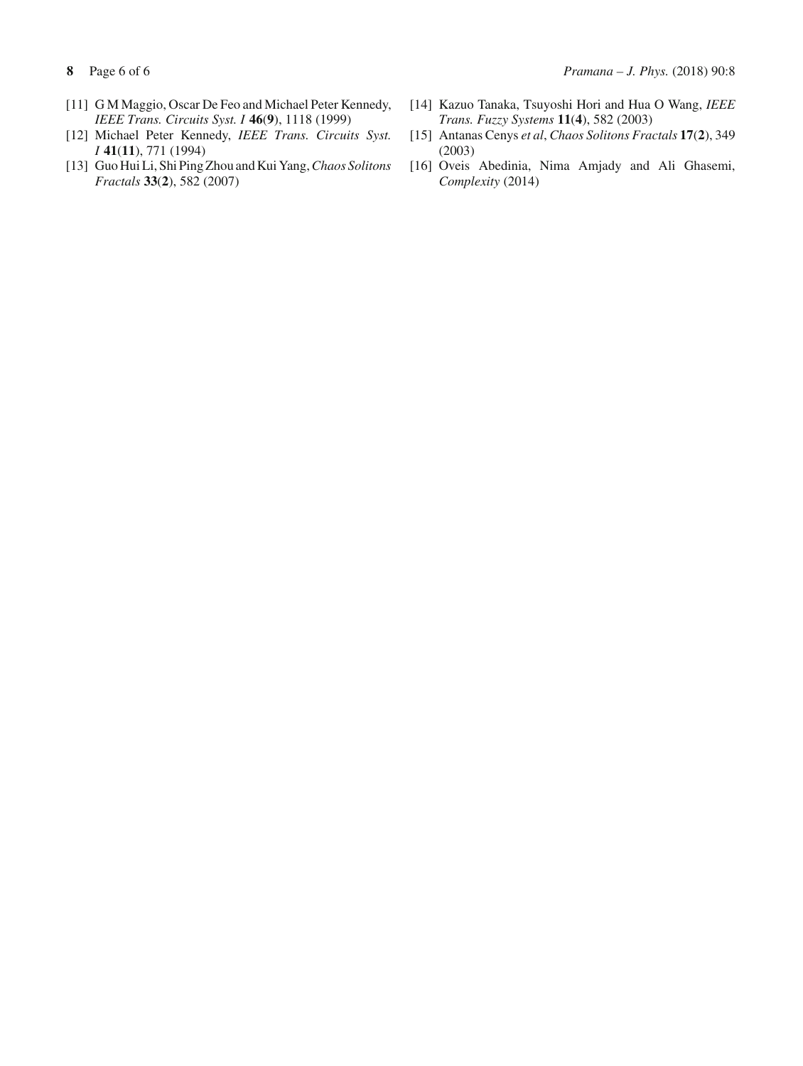[11] G M Maggio, Oscar De Feo and Michael Peter Kennedy, *IEEE Trans. Circuits Syst. I* **46**(**9**), 1118 (1999)

[12] Michael Peter Kennedy, *IEEE Trans. Circuits Syst. I* **41**(**11**), 771 (1994)

[13] Guo Hui Li, Shi Ping Zhou and Kui Yang, *Chaos Solitons Fractals* **33**(**2**), 582 (2007)

[14] Kazuo Tanaka, Tsuyoshi Hori and Hua O Wang, *IEEE Trans. Fuzzy Systems* **11**(**4**), 582 (2003)

[15] Antanas Cenys *et al*, *Chaos Solitons Fractals* **17**(**2**), 349 (2003)

[16] Oveis Abedinia, Nima Amjady and Ali Ghasemi, *Complexity* (2014)